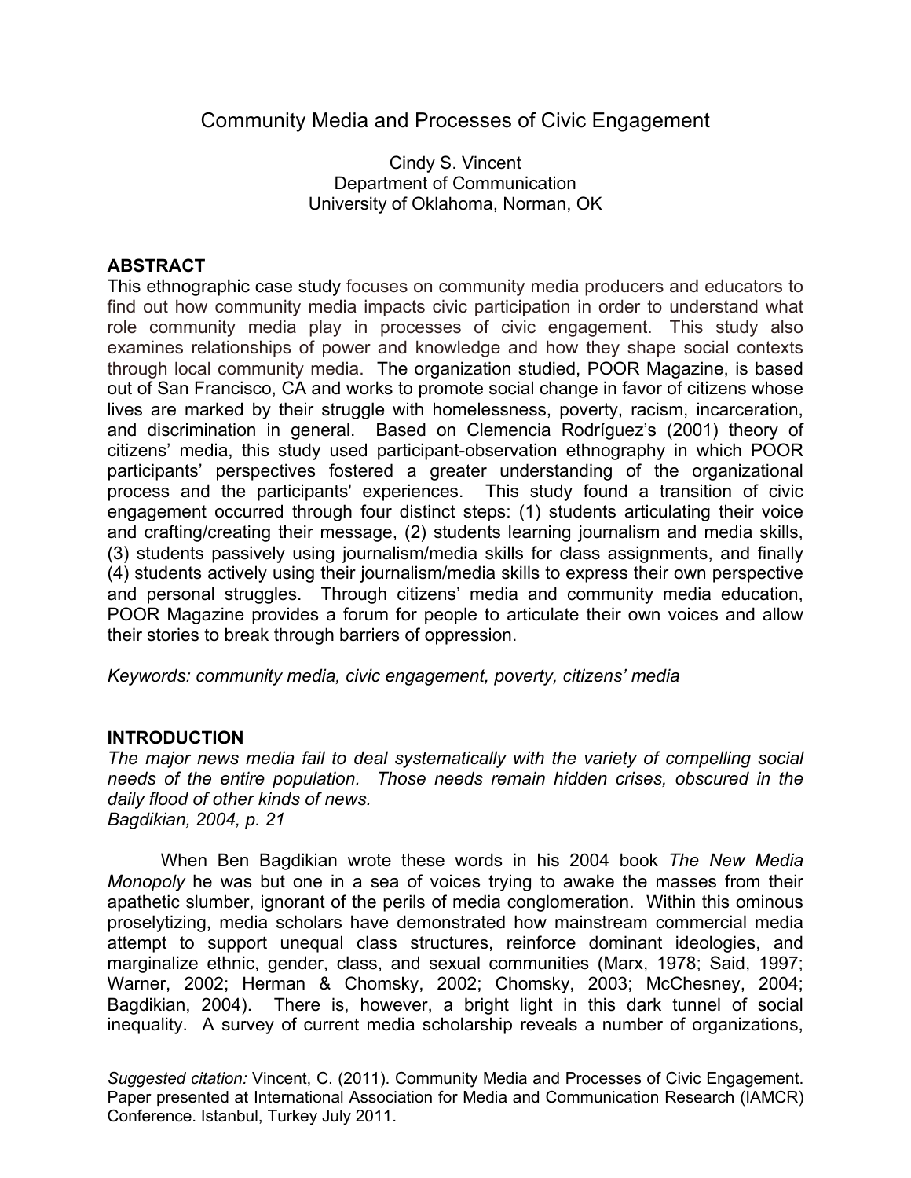# Community Media and Processes of Civic Engagement

Cindy S. Vincent
Department of Communication
University of Oklahoma, Norman, OK

## ABSTRACT

This ethnographic case study focuses on community media producers and educators to find out how community media impacts civic participation in order to understand what role community media play in processes of civic engagement. This study also examines relationships of power and knowledge and how they shape social contexts through local community media. The organization studied, POOR Magazine, is based out of San Francisco, CA and works to promote social change in favor of citizens whose lives are marked by their struggle with homelessness, poverty, racism, incarceration, and discrimination in general. Based on Clemencia Rodríguez's (2001) theory of citizens' media, this study used participant-observation ethnography in which POOR participants' perspectives fostered a greater understanding of the organizational process and the participants' experiences. This study found a transition of civic engagement occurred through four distinct steps: (1) students articulating their voice and crafting/creating their message, (2) students learning journalism and media skills, (3) students passively using journalism/media skills for class assignments, and finally (4) students actively using their journalism/media skills to express their own perspective and personal struggles. Through citizens' media and community media education, POOR Magazine provides a forum for people to articulate their own voices and allow their stories to break through barriers of oppression.

*Keywords: community media, civic engagement, poverty, citizens' media*

## INTRODUCTION

*The major news media fail to deal systematically with the variety of compelling social needs of the entire population. Those needs remain hidden crises, obscured in the daily flood of other kinds of news.*
*Bagdikian, 2004, p. 21*

When Ben Bagdikian wrote these words in his 2004 book *The New Media Monopoly* he was but one in a sea of voices trying to awake the masses from their apathetic slumber, ignorant of the perils of media conglomeration. Within this ominous proselytizing, media scholars have demonstrated how mainstream commercial media attempt to support unequal class structures, reinforce dominant ideologies, and marginalize ethnic, gender, class, and sexual communities (Marx, 1978; Said, 1997; Warner, 2002; Herman & Chomsky, 2002; Chomsky, 2003; McChesney, 2004; Bagdikian, 2004). There is, however, a bright light in this dark tunnel of social inequality. A survey of current media scholarship reveals a number of organizations,

*Suggested citation:* Vincent, C. (2011). Community Media and Processes of Civic Engagement. Paper presented at International Association for Media and Communication Research (IAMCR) Conference. Istanbul, Turkey July 2011.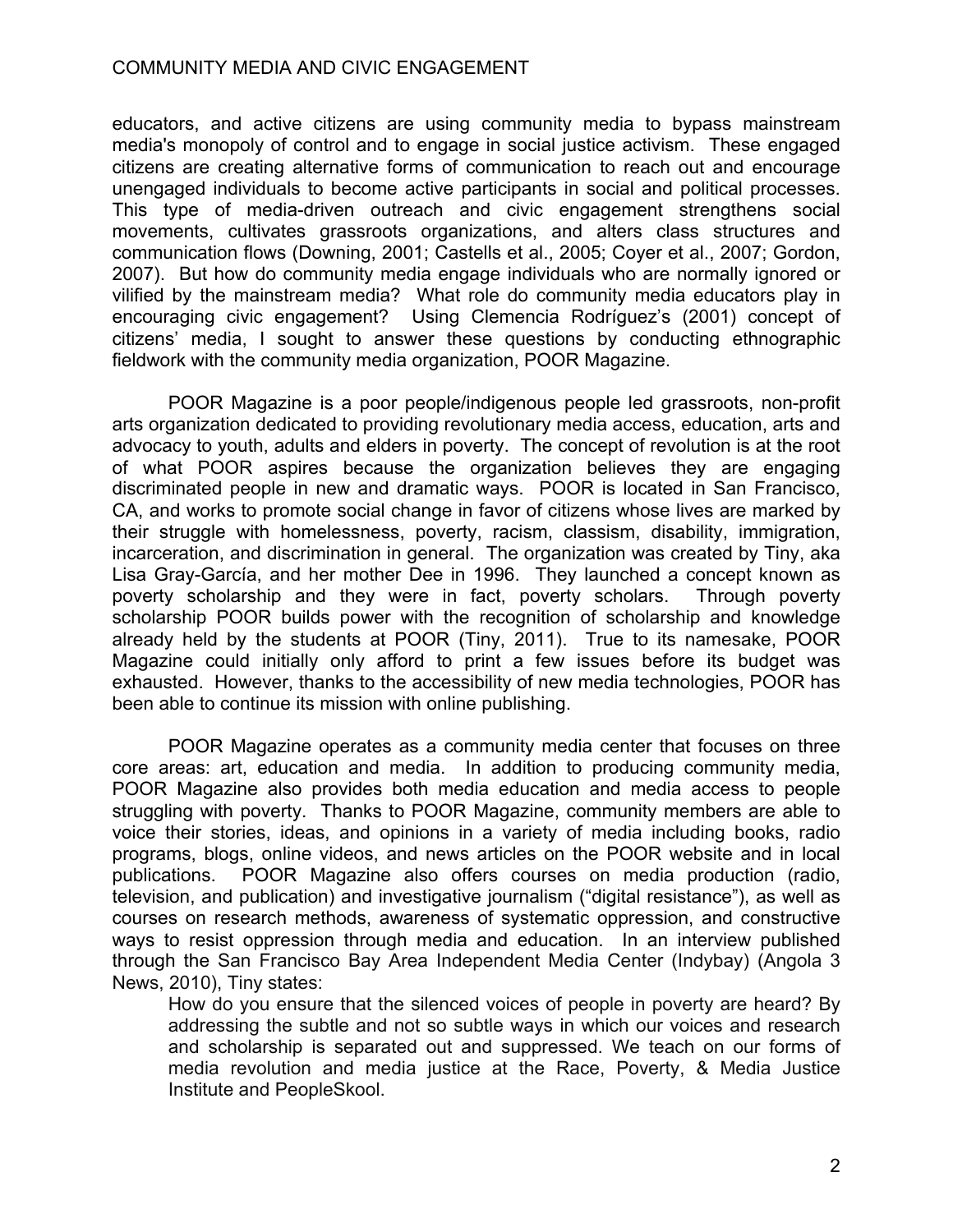educators, and active citizens are using community media to bypass mainstream media's monopoly of control and to engage in social justice activism. These engaged citizens are creating alternative forms of communication to reach out and encourage unengaged individuals to become active participants in social and political processes. This type of media-driven outreach and civic engagement strengthens social movements, cultivates grassroots organizations, and alters class structures and communication flows (Downing, 2001; Castells et al., 2005; Coyer et al., 2007; Gordon, 2007). But how do community media engage individuals who are normally ignored or vilified by the mainstream media? What role do community media educators play in encouraging civic engagement? Using Clemencia Rodríguez's (2001) concept of citizens' media, I sought to answer these questions by conducting ethnographic fieldwork with the community media organization, POOR Magazine.

POOR Magazine is a poor people/indigenous people led grassroots, non-profit arts organization dedicated to providing revolutionary media access, education, arts and advocacy to youth, adults and elders in poverty. The concept of revolution is at the root of what POOR aspires because the organization believes they are engaging discriminated people in new and dramatic ways. POOR is located in San Francisco, CA, and works to promote social change in favor of citizens whose lives are marked by their struggle with homelessness, poverty, racism, classism, disability, immigration, incarceration, and discrimination in general. The organization was created by Tiny, aka Lisa Gray-García, and her mother Dee in 1996. They launched a concept known as poverty scholarship and they were in fact, poverty scholars. Through poverty scholarship POOR builds power with the recognition of scholarship and knowledge already held by the students at POOR (Tiny, 2011). True to its namesake, POOR Magazine could initially only afford to print a few issues before its budget was exhausted. However, thanks to the accessibility of new media technologies, POOR has been able to continue its mission with online publishing.

POOR Magazine operates as a community media center that focuses on three core areas: art, education and media. In addition to producing community media, POOR Magazine also provides both media education and media access to people struggling with poverty. Thanks to POOR Magazine, community members are able to voice their stories, ideas, and opinions in a variety of media including books, radio programs, blogs, online videos, and news articles on the POOR website and in local publications. POOR Magazine also offers courses on media production (radio, television, and publication) and investigative journalism ("digital resistance"), as well as courses on research methods, awareness of systematic oppression, and constructive ways to resist oppression through media and education. In an interview published through the San Francisco Bay Area Independent Media Center (Indybay) (Angola 3 News, 2010), Tiny states:

> How do you ensure that the silenced voices of people in poverty are heard? By addressing the subtle and not so subtle ways in which our voices and research and scholarship is separated out and suppressed. We teach on our forms of media revolution and media justice at the Race, Poverty, & Media Justice Institute and PeopleSkool.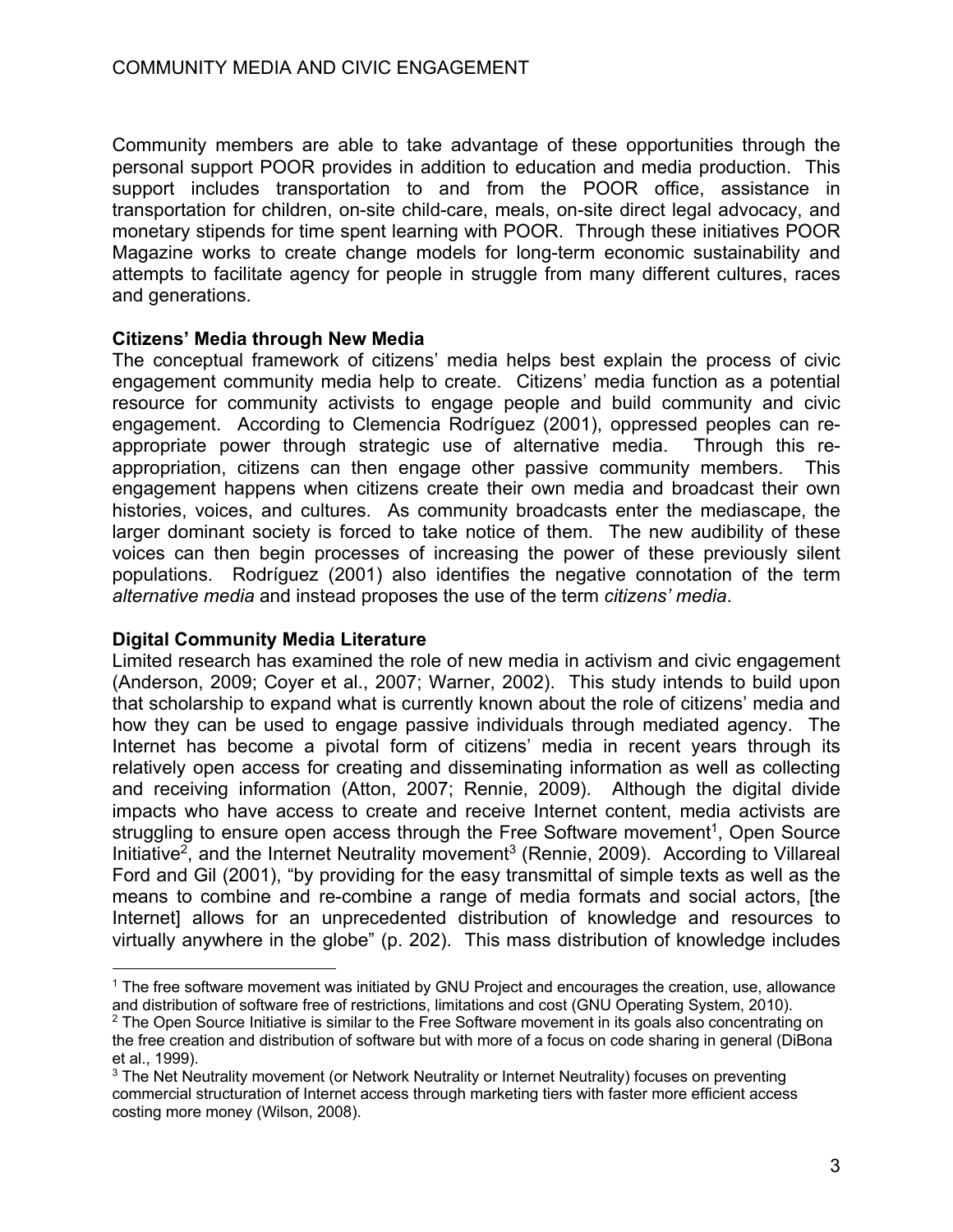Community members are able to take advantage of these opportunities through the personal support POOR provides in addition to education and media production. This support includes transportation to and from the POOR office, assistance in transportation for children, on-site child-care, meals, on-site direct legal advocacy, and monetary stipends for time spent learning with POOR. Through these initiatives POOR Magazine works to create change models for long-term economic sustainability and attempts to facilitate agency for people in struggle from many different cultures, races and generations.

**Citizens' Media through New Media**

The conceptual framework of citizens' media helps best explain the process of civic engagement community media help to create. Citizens' media function as a potential resource for community activists to engage people and build community and civic engagement. According to Clemencia Rodríguez (2001), oppressed peoples can re-appropriate power through strategic use of alternative media. Through this re-appropriation, citizens can then engage other passive community members. This engagement happens when citizens create their own media and broadcast their own histories, voices, and cultures. As community broadcasts enter the mediascape, the larger dominant society is forced to take notice of them. The new audibility of these voices can then begin processes of increasing the power of these previously silent populations. Rodríguez (2001) also identifies the negative connotation of the term *alternative media* and instead proposes the use of the term *citizens' media*.

**Digital Community Media Literature**

Limited research has examined the role of new media in activism and civic engagement (Anderson, 2009; Coyer et al., 2007; Warner, 2002). This study intends to build upon that scholarship to expand what is currently known about the role of citizens' media and how they can be used to engage passive individuals through mediated agency. The Internet has become a pivotal form of citizens' media in recent years through its relatively open access for creating and disseminating information as well as collecting and receiving information (Atton, 2007; Rennie, 2009). Although the digital divide impacts who have access to create and receive Internet content, media activists are struggling to ensure open access through the Free Software movement[1], Open Source Initiative[2], and the Internet Neutrality movement[3] (Rennie, 2009). According to Villareal Ford and Gil (2001), "by providing for the easy transmittal of simple texts as well as the means to combine and re-combine a range of media formats and social actors, [the Internet] allows for an unprecedented distribution of knowledge and resources to virtually anywhere in the globe" (p. 202). This mass distribution of knowledge includes

---

[1] The free software movement was initiated by GNU Project and encourages the creation, use, allowance and distribution of software free of restrictions, limitations and cost (GNU Operating System, 2010).

[2] The Open Source Initiative is similar to the Free Software movement in its goals also concentrating on the free creation and distribution of software but with more of a focus on code sharing in general (DiBona et al., 1999).

[3] The Net Neutrality movement (or Network Neutrality or Internet Neutrality) focuses on preventing commercial structuration of Internet access through marketing tiers with faster more efficient access costing more money (Wilson, 2008).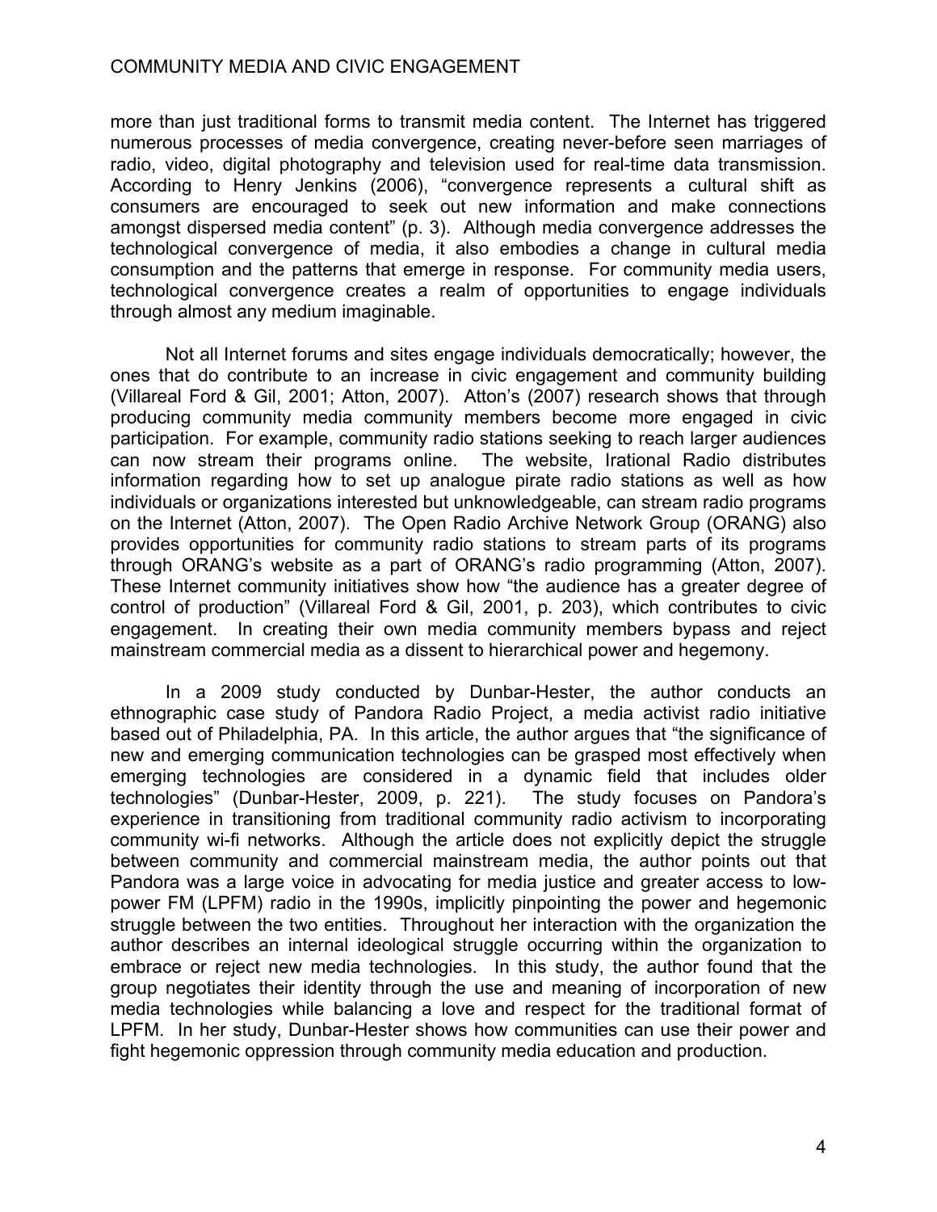more than just traditional forms to transmit media content. The Internet has triggered numerous processes of media convergence, creating never-before seen marriages of radio, video, digital photography and television used for real-time data transmission. According to Henry Jenkins (2006), "convergence represents a cultural shift as consumers are encouraged to seek out new information and make connections amongst dispersed media content" (p. 3). Although media convergence addresses the technological convergence of media, it also embodies a change in cultural media consumption and the patterns that emerge in response. For community media users, technological convergence creates a realm of opportunities to engage individuals through almost any medium imaginable.

Not all Internet forums and sites engage individuals democratically; however, the ones that do contribute to an increase in civic engagement and community building (Villareal Ford & Gil, 2001; Atton, 2007). Atton's (2007) research shows that through producing community media community members become more engaged in civic participation. For example, community radio stations seeking to reach larger audiences can now stream their programs online. The website, Irational Radio distributes information regarding how to set up analogue pirate radio stations as well as how individuals or organizations interested but unknowledgeable, can stream radio programs on the Internet (Atton, 2007). The Open Radio Archive Network Group (ORANG) also provides opportunities for community radio stations to stream parts of its programs through ORANG's website as a part of ORANG's radio programming (Atton, 2007). These Internet community initiatives show how "the audience has a greater degree of control of production" (Villareal Ford & Gil, 2001, p. 203), which contributes to civic engagement. In creating their own media community members bypass and reject mainstream commercial media as a dissent to hierarchical power and hegemony.

In a 2009 study conducted by Dunbar-Hester, the author conducts an ethnographic case study of Pandora Radio Project, a media activist radio initiative based out of Philadelphia, PA. In this article, the author argues that "the significance of new and emerging communication technologies can be grasped most effectively when emerging technologies are considered in a dynamic field that includes older technologies" (Dunbar-Hester, 2009, p. 221). The study focuses on Pandora's experience in transitioning from traditional community radio activism to incorporating community wi-fi networks. Although the article does not explicitly depict the struggle between community and commercial mainstream media, the author points out that Pandora was a large voice in advocating for media justice and greater access to low-power FM (LPFM) radio in the 1990s, implicitly pinpointing the power and hegemonic struggle between the two entities. Throughout her interaction with the organization the author describes an internal ideological struggle occurring within the organization to embrace or reject new media technologies. In this study, the author found that the group negotiates their identity through the use and meaning of incorporation of new media technologies while balancing a love and respect for the traditional format of LPFM. In her study, Dunbar-Hester shows how communities can use their power and fight hegemonic oppression through community media education and production.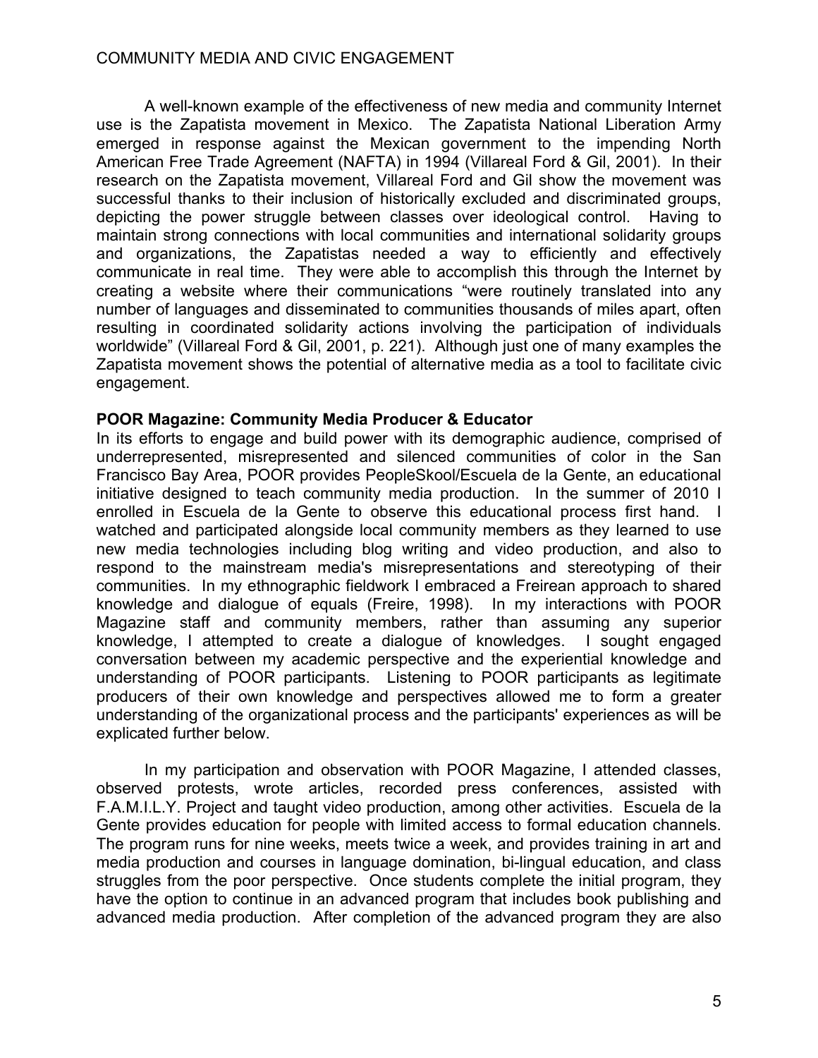A well-known example of the effectiveness of new media and community Internet use is the Zapatista movement in Mexico. The Zapatista National Liberation Army emerged in response against the Mexican government to the impending North American Free Trade Agreement (NAFTA) in 1994 (Villareal Ford & Gil, 2001). In their research on the Zapatista movement, Villareal Ford and Gil show the movement was successful thanks to their inclusion of historically excluded and discriminated groups, depicting the power struggle between classes over ideological control. Having to maintain strong connections with local communities and international solidarity groups and organizations, the Zapatistas needed a way to efficiently and effectively communicate in real time. They were able to accomplish this through the Internet by creating a website where their communications "were routinely translated into any number of languages and disseminated to communities thousands of miles apart, often resulting in coordinated solidarity actions involving the participation of individuals worldwide" (Villareal Ford & Gil, 2001, p. 221). Although just one of many examples the Zapatista movement shows the potential of alternative media as a tool to facilitate civic engagement.

**POOR Magazine: Community Media Producer & Educator**

In its efforts to engage and build power with its demographic audience, comprised of underrepresented, misrepresented and silenced communities of color in the San Francisco Bay Area, POOR provides PeopleSkool/Escuela de la Gente, an educational initiative designed to teach community media production. In the summer of 2010 I enrolled in Escuela de la Gente to observe this educational process first hand. I watched and participated alongside local community members as they learned to use new media technologies including blog writing and video production, and also to respond to the mainstream media's misrepresentations and stereotyping of their communities. In my ethnographic fieldwork I embraced a Freirean approach to shared knowledge and dialogue of equals (Freire, 1998). In my interactions with POOR Magazine staff and community members, rather than assuming any superior knowledge, I attempted to create a dialogue of knowledges. I sought engaged conversation between my academic perspective and the experiential knowledge and understanding of POOR participants. Listening to POOR participants as legitimate producers of their own knowledge and perspectives allowed me to form a greater understanding of the organizational process and the participants' experiences as will be explicated further below.

In my participation and observation with POOR Magazine, I attended classes, observed protests, wrote articles, recorded press conferences, assisted with F.A.M.I.L.Y. Project and taught video production, among other activities. Escuela de la Gente provides education for people with limited access to formal education channels. The program runs for nine weeks, meets twice a week, and provides training in art and media production and courses in language domination, bi-lingual education, and class struggles from the poor perspective. Once students complete the initial program, they have the option to continue in an advanced program that includes book publishing and advanced media production. After completion of the advanced program they are also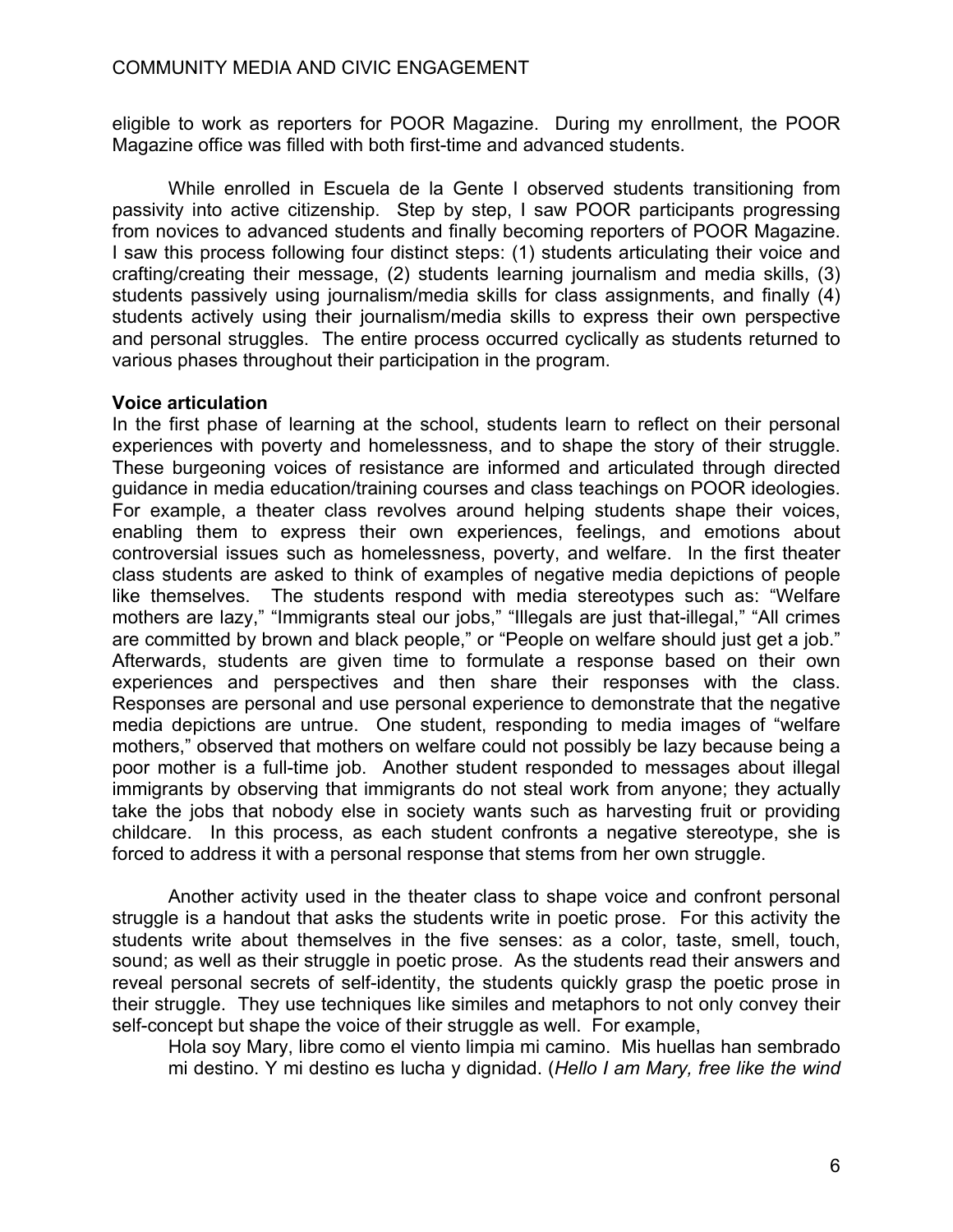eligible to work as reporters for POOR Magazine. During my enrollment, the POOR Magazine office was filled with both first-time and advanced students.

While enrolled in Escuela de la Gente I observed students transitioning from passivity into active citizenship. Step by step, I saw POOR participants progressing from novices to advanced students and finally becoming reporters of POOR Magazine. I saw this process following four distinct steps: (1) students articulating their voice and crafting/creating their message, (2) students learning journalism and media skills, (3) students passively using journalism/media skills for class assignments, and finally (4) students actively using their journalism/media skills to express their own perspective and personal struggles. The entire process occurred cyclically as students returned to various phases throughout their participation in the program.

**Voice articulation**

In the first phase of learning at the school, students learn to reflect on their personal experiences with poverty and homelessness, and to shape the story of their struggle. These burgeoning voices of resistance are informed and articulated through directed guidance in media education/training courses and class teachings on POOR ideologies. For example, a theater class revolves around helping students shape their voices, enabling them to express their own experiences, feelings, and emotions about controversial issues such as homelessness, poverty, and welfare. In the first theater class students are asked to think of examples of negative media depictions of people like themselves. The students respond with media stereotypes such as: "Welfare mothers are lazy," "Immigrants steal our jobs," "Illegals are just that-illegal," "All crimes are committed by brown and black people," or "People on welfare should just get a job." Afterwards, students are given time to formulate a response based on their own experiences and perspectives and then share their responses with the class. Responses are personal and use personal experience to demonstrate that the negative media depictions are untrue. One student, responding to media images of "welfare mothers," observed that mothers on welfare could not possibly be lazy because being a poor mother is a full-time job. Another student responded to messages about illegal immigrants by observing that immigrants do not steal work from anyone; they actually take the jobs that nobody else in society wants such as harvesting fruit or providing childcare. In this process, as each student confronts a negative stereotype, she is forced to address it with a personal response that stems from her own struggle.

Another activity used in the theater class to shape voice and confront personal struggle is a handout that asks the students write in poetic prose. For this activity the students write about themselves in the five senses: as a color, taste, smell, touch, sound; as well as their struggle in poetic prose. As the students read their answers and reveal personal secrets of self-identity, the students quickly grasp the poetic prose in their struggle. They use techniques like similes and metaphors to not only convey their self-concept but shape the voice of their struggle as well. For example,

> Hola soy Mary, libre como el viento limpia mi camino. Mis huellas han sembrado mi destino. Y mi destino es lucha y dignidad. (*Hello I am Mary, free like the wind*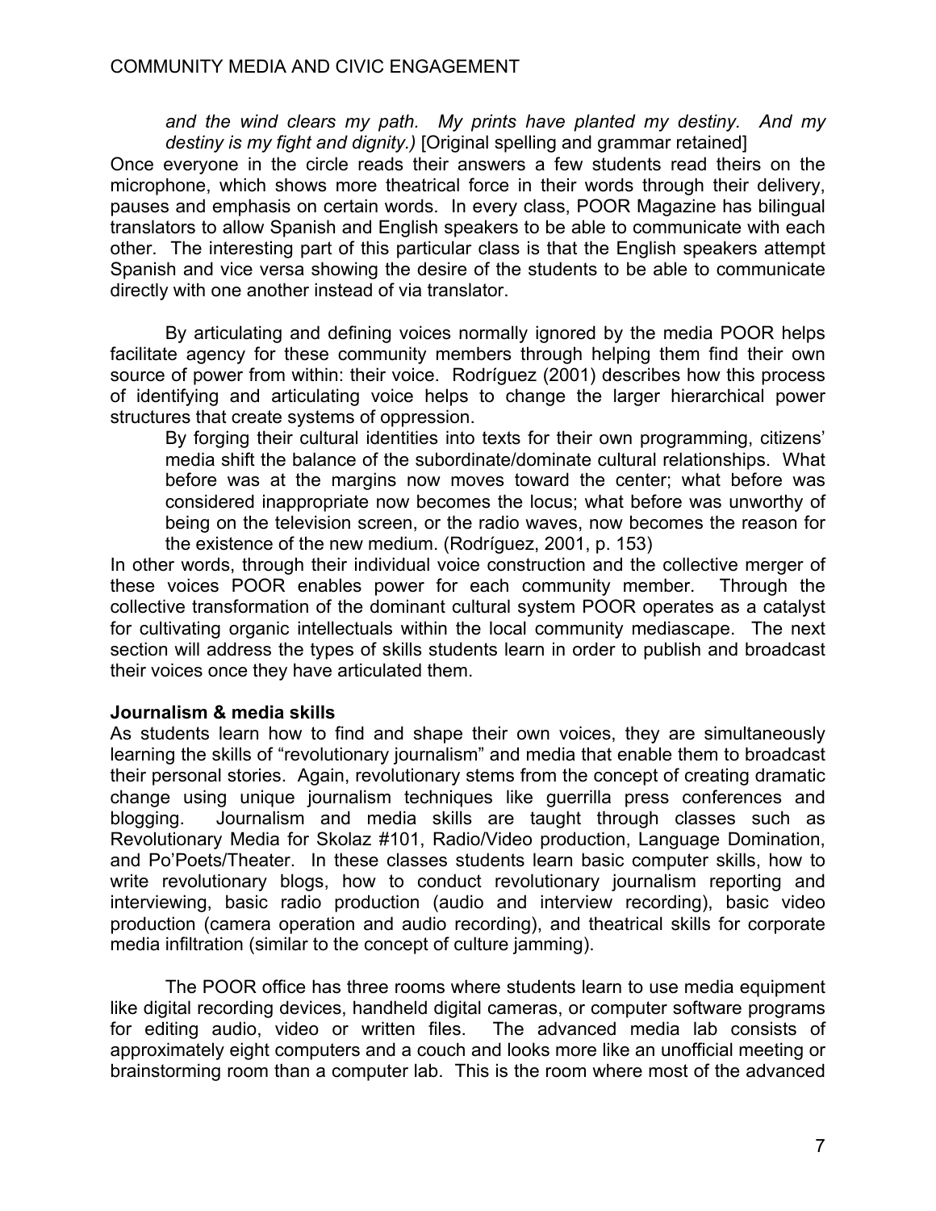*and the wind clears my path. My prints have planted my destiny. And my destiny is my fight and dignity.)* [Original spelling and grammar retained]

Once everyone in the circle reads their answers a few students read theirs on the microphone, which shows more theatrical force in their words through their delivery, pauses and emphasis on certain words. In every class, POOR Magazine has bilingual translators to allow Spanish and English speakers to be able to communicate with each other. The interesting part of this particular class is that the English speakers attempt Spanish and vice versa showing the desire of the students to be able to communicate directly with one another instead of via translator.

By articulating and defining voices normally ignored by the media POOR helps facilitate agency for these community members through helping them find their own source of power from within: their voice. Rodríguez (2001) describes how this process of identifying and articulating voice helps to change the larger hierarchical power structures that create systems of oppression.

> By forging their cultural identities into texts for their own programming, citizens' media shift the balance of the subordinate/dominate cultural relationships. What before was at the margins now moves toward the center; what before was considered inappropriate now becomes the locus; what before was unworthy of being on the television screen, or the radio waves, now becomes the reason for the existence of the new medium. (Rodríguez, 2001, p. 153)

In other words, through their individual voice construction and the collective merger of these voices POOR enables power for each community member. Through the collective transformation of the dominant cultural system POOR operates as a catalyst for cultivating organic intellectuals within the local community mediascape. The next section will address the types of skills students learn in order to publish and broadcast their voices once they have articulated them.

### Journalism & media skills

As students learn how to find and shape their own voices, they are simultaneously learning the skills of "revolutionary journalism" and media that enable them to broadcast their personal stories. Again, revolutionary stems from the concept of creating dramatic change using unique journalism techniques like guerrilla press conferences and blogging. Journalism and media skills are taught through classes such as Revolutionary Media for Skolaz #101, Radio/Video production, Language Domination, and Po'Poets/Theater. In these classes students learn basic computer skills, how to write revolutionary blogs, how to conduct revolutionary journalism reporting and interviewing, basic radio production (audio and interview recording), basic video production (camera operation and audio recording), and theatrical skills for corporate media infiltration (similar to the concept of culture jamming).

The POOR office has three rooms where students learn to use media equipment like digital recording devices, handheld digital cameras, or computer software programs for editing audio, video or written files. The advanced media lab consists of approximately eight computers and a couch and looks more like an unofficial meeting or brainstorming room than a computer lab. This is the room where most of the advanced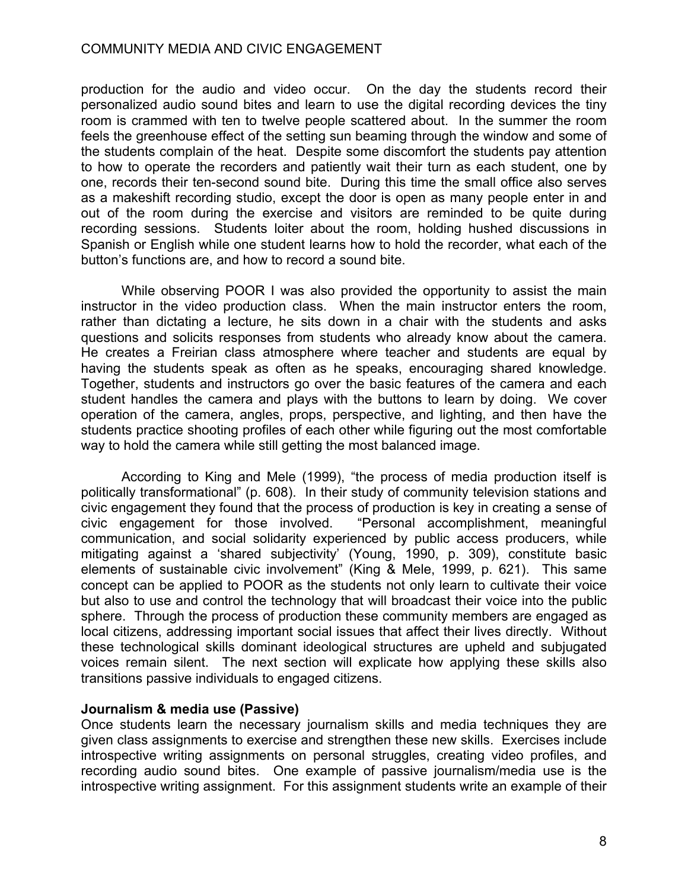production for the audio and video occur. On the day the students record their personalized audio sound bites and learn to use the digital recording devices the tiny room is crammed with ten to twelve people scattered about. In the summer the room feels the greenhouse effect of the setting sun beaming through the window and some of the students complain of the heat. Despite some discomfort the students pay attention to how to operate the recorders and patiently wait their turn as each student, one by one, records their ten-second sound bite. During this time the small office also serves as a makeshift recording studio, except the door is open as many people enter in and out of the room during the exercise and visitors are reminded to be quite during recording sessions. Students loiter about the room, holding hushed discussions in Spanish or English while one student learns how to hold the recorder, what each of the button's functions are, and how to record a sound bite.

While observing POOR I was also provided the opportunity to assist the main instructor in the video production class. When the main instructor enters the room, rather than dictating a lecture, he sits down in a chair with the students and asks questions and solicits responses from students who already know about the camera. He creates a Freirian class atmosphere where teacher and students are equal by having the students speak as often as he speaks, encouraging shared knowledge. Together, students and instructors go over the basic features of the camera and each student handles the camera and plays with the buttons to learn by doing. We cover operation of the camera, angles, props, perspective, and lighting, and then have the students practice shooting profiles of each other while figuring out the most comfortable way to hold the camera while still getting the most balanced image.

According to King and Mele (1999), "the process of media production itself is politically transformational" (p. 608). In their study of community television stations and civic engagement they found that the process of production is key in creating a sense of civic engagement for those involved. "Personal accomplishment, meaningful communication, and social solidarity experienced by public access producers, while mitigating against a 'shared subjectivity' (Young, 1990, p. 309), constitute basic elements of sustainable civic involvement" (King & Mele, 1999, p. 621). This same concept can be applied to POOR as the students not only learn to cultivate their voice but also to use and control the technology that will broadcast their voice into the public sphere. Through the process of production these community members are engaged as local citizens, addressing important social issues that affect their lives directly. Without these technological skills dominant ideological structures are upheld and subjugated voices remain silent. The next section will explicate how applying these skills also transitions passive individuals to engaged citizens.

**Journalism & media use (Passive)**

Once students learn the necessary journalism skills and media techniques they are given class assignments to exercise and strengthen these new skills. Exercises include introspective writing assignments on personal struggles, creating video profiles, and recording audio sound bites. One example of passive journalism/media use is the introspective writing assignment. For this assignment students write an example of their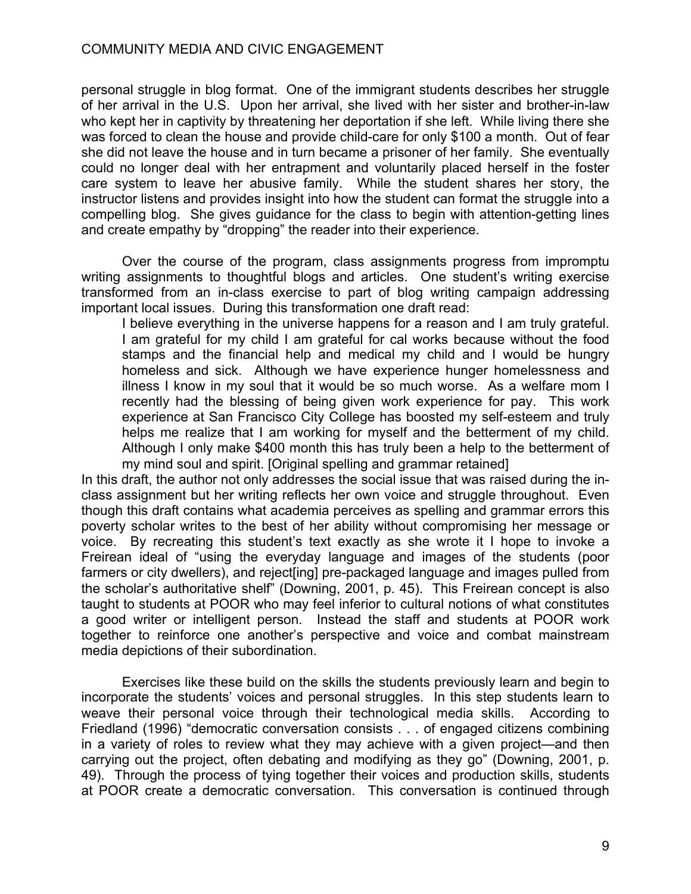personal struggle in blog format. One of the immigrant students describes her struggle of her arrival in the U.S. Upon her arrival, she lived with her sister and brother-in-law who kept her in captivity by threatening her deportation if she left. While living there she was forced to clean the house and provide child-care for only $100 a month. Out of fear she did not leave the house and in turn became a prisoner of her family. She eventually could no longer deal with her entrapment and voluntarily placed herself in the foster care system to leave her abusive family. While the student shares her story, the instructor listens and provides insight into how the student can format the struggle into a compelling blog. She gives guidance for the class to begin with attention-getting lines and create empathy by "dropping" the reader into their experience.

Over the course of the program, class assignments progress from impromptu writing assignments to thoughtful blogs and articles. One student's writing exercise transformed from an in-class exercise to part of blog writing campaign addressing important local issues. During this transformation one draft read:

> I believe everything in the universe happens for a reason and I am truly grateful. I am grateful for my child I am grateful for cal works because without the food stamps and the financial help and medical my child and I would be hungry homeless and sick. Although we have experience hunger homelessness and illness I know in my soul that it would be so much worse. As a welfare mom I recently had the blessing of being given work experience for pay. This work experience at San Francisco City College has boosted my self-esteem and truly helps me realize that I am working for myself and the betterment of my child. Although I only make $400 month this has truly been a help to the betterment of my mind soul and spirit. [Original spelling and grammar retained]

In this draft, the author not only addresses the social issue that was raised during the in-class assignment but her writing reflects her own voice and struggle throughout. Even though this draft contains what academia perceives as spelling and grammar errors this poverty scholar writes to the best of her ability without compromising her message or voice. By recreating this student's text exactly as she wrote it I hope to invoke a Freirean ideal of "using the everyday language and images of the students (poor farmers or city dwellers), and reject[ing] pre-packaged language and images pulled from the scholar's authoritative shelf" (Downing, 2001, p. 45). This Freirean concept is also taught to students at POOR who may feel inferior to cultural notions of what constitutes a good writer or intelligent person. Instead the staff and students at POOR work together to reinforce one another's perspective and voice and combat mainstream media depictions of their subordination.

Exercises like these build on the skills the students previously learn and begin to incorporate the students' voices and personal struggles. In this step students learn to weave their personal voice through their technological media skills. According to Friedland (1996) "democratic conversation consists . . . of engaged citizens combining in a variety of roles to review what they may achieve with a given project—and then carrying out the project, often debating and modifying as they go" (Downing, 2001, p. 49). Through the process of tying together their voices and production skills, students at POOR create a democratic conversation. This conversation is continued through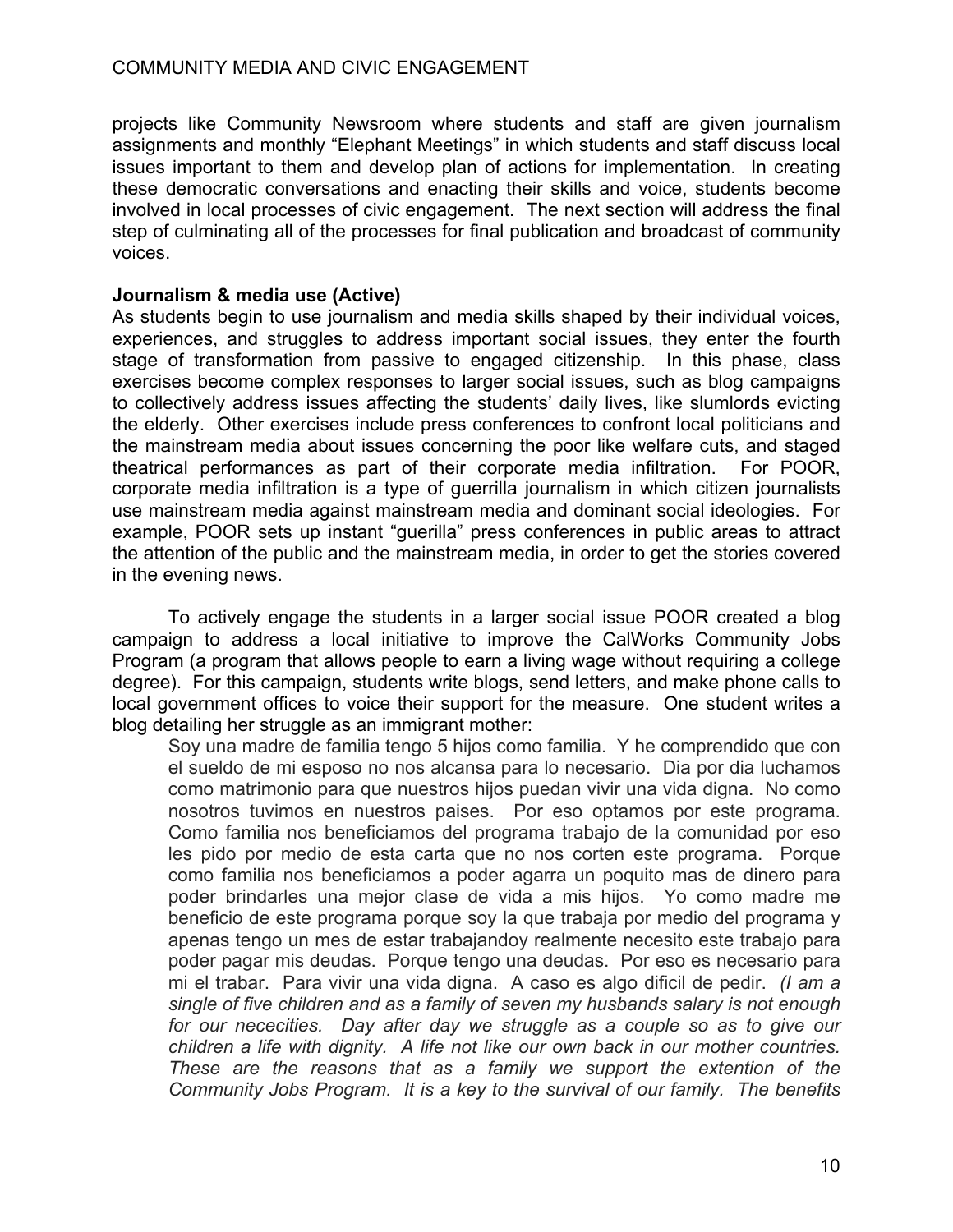projects like Community Newsroom where students and staff are given journalism assignments and monthly "Elephant Meetings" in which students and staff discuss local issues important to them and develop plan of actions for implementation. In creating these democratic conversations and enacting their skills and voice, students become involved in local processes of civic engagement. The next section will address the final step of culminating all of the processes for final publication and broadcast of community voices.

**Journalism & media use (Active)**

As students begin to use journalism and media skills shaped by their individual voices, experiences, and struggles to address important social issues, they enter the fourth stage of transformation from passive to engaged citizenship. In this phase, class exercises become complex responses to larger social issues, such as blog campaigns to collectively address issues affecting the students' daily lives, like slumlords evicting the elderly. Other exercises include press conferences to confront local politicians and the mainstream media about issues concerning the poor like welfare cuts, and staged theatrical performances as part of their corporate media infiltration. For POOR, corporate media infiltration is a type of guerrilla journalism in which citizen journalists use mainstream media against mainstream media and dominant social ideologies. For example, POOR sets up instant "guerilla" press conferences in public areas to attract the attention of the public and the mainstream media, in order to get the stories covered in the evening news.

To actively engage the students in a larger social issue POOR created a blog campaign to address a local initiative to improve the CalWorks Community Jobs Program (a program that allows people to earn a living wage without requiring a college degree). For this campaign, students write blogs, send letters, and make phone calls to local government offices to voice their support for the measure. One student writes a blog detailing her struggle as an immigrant mother:

> Soy una madre de familia tengo 5 hijos como familia. Y he comprendido que con el sueldo de mi esposo no nos alcansa para lo necesario. Dia por dia luchamos como matrimonio para que nuestros hijos puedan vivir una vida digna. No como nosotros tuvimos en nuestros paises. Por eso optamos por este programa. Como familia nos beneficiamos del programa trabajo de la comunidad por eso les pido por medio de esta carta que no nos corten este programa. Porque como familia nos beneficiamos a poder agarra un poquito mas de dinero para poder brindarles una mejor clase de vida a mis hijos. Yo como madre me beneficio de este programa porque soy la que trabaja por medio del programa y apenas tengo un mes de estar trabajandoy realmente necesito este trabajo para poder pagar mis deudas. Porque tengo una deudas. Por eso es necesario para mi el trabar. Para vivir una vida digna. A caso es algo dificil de pedir. *(I am a single of five children and as a family of seven my husbands salary is not enough for our nececities. Day after day we struggle as a couple so as to give our children a life with dignity. A life not like our own back in our mother countries. These are the reasons that as a family we support the extention of the Community Jobs Program. It is a key to the survival of our family. The benefits*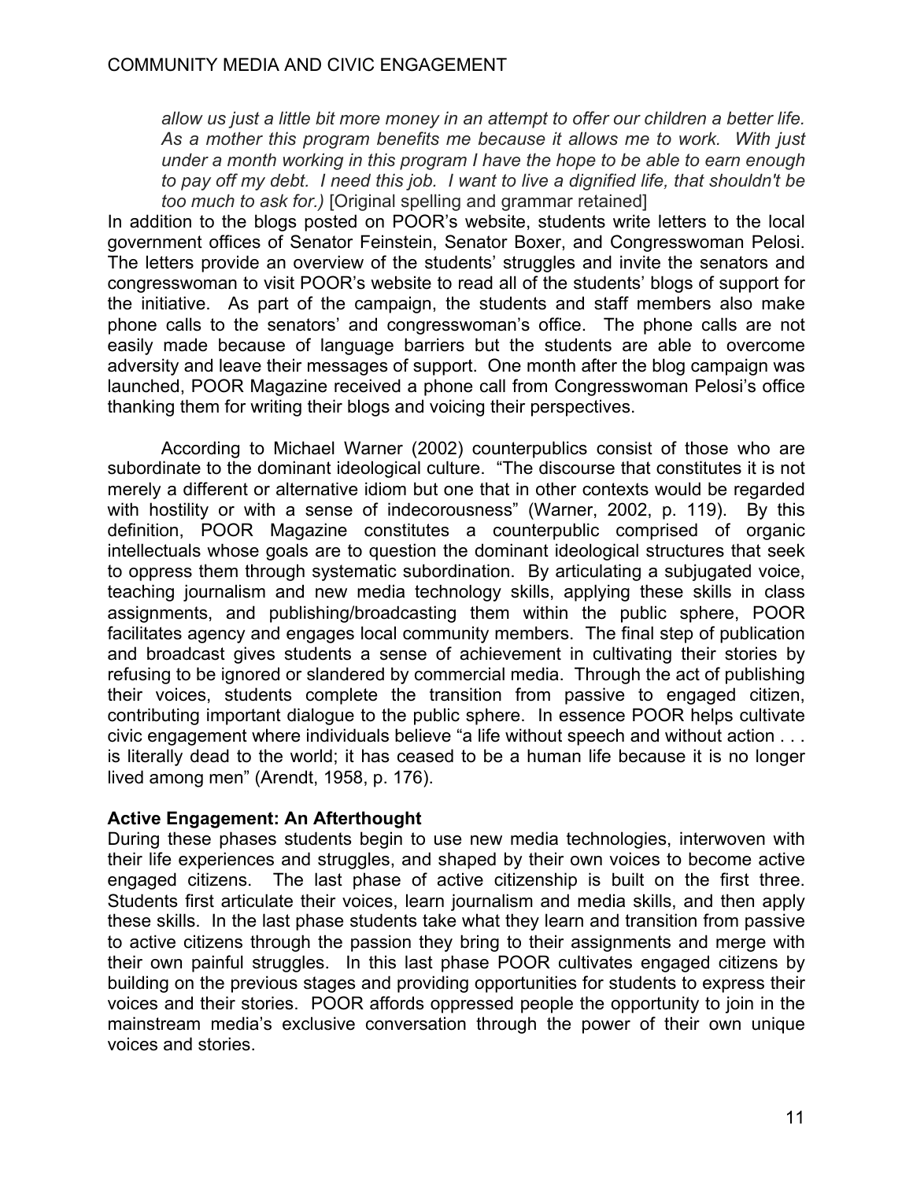*allow us just a little bit more money in an attempt to offer our children a better life. As a mother this program benefits me because it allows me to work. With just under a month working in this program I have the hope to be able to earn enough to pay off my debt. I need this job. I want to live a dignified life, that shouldn't be too much to ask for.)* [Original spelling and grammar retained]

In addition to the blogs posted on POOR's website, students write letters to the local government offices of Senator Feinstein, Senator Boxer, and Congresswoman Pelosi. The letters provide an overview of the students' struggles and invite the senators and congresswoman to visit POOR's website to read all of the students' blogs of support for the initiative. As part of the campaign, the students and staff members also make phone calls to the senators' and congresswoman's office. The phone calls are not easily made because of language barriers but the students are able to overcome adversity and leave their messages of support. One month after the blog campaign was launched, POOR Magazine received a phone call from Congresswoman Pelosi's office thanking them for writing their blogs and voicing their perspectives.

According to Michael Warner (2002) counterpublics consist of those who are subordinate to the dominant ideological culture. "The discourse that constitutes it is not merely a different or alternative idiom but one that in other contexts would be regarded with hostility or with a sense of indecorousness" (Warner, 2002, p. 119). By this definition, POOR Magazine constitutes a counterpublic comprised of organic intellectuals whose goals are to question the dominant ideological structures that seek to oppress them through systematic subordination. By articulating a subjugated voice, teaching journalism and new media technology skills, applying these skills in class assignments, and publishing/broadcasting them within the public sphere, POOR facilitates agency and engages local community members. The final step of publication and broadcast gives students a sense of achievement in cultivating their stories by refusing to be ignored or slandered by commercial media. Through the act of publishing their voices, students complete the transition from passive to engaged citizen, contributing important dialogue to the public sphere. In essence POOR helps cultivate civic engagement where individuals believe "a life without speech and without action . . . is literally dead to the world; it has ceased to be a human life because it is no longer lived among men" (Arendt, 1958, p. 176).

**Active Engagement: An Afterthought**

During these phases students begin to use new media technologies, interwoven with their life experiences and struggles, and shaped by their own voices to become active engaged citizens. The last phase of active citizenship is built on the first three. Students first articulate their voices, learn journalism and media skills, and then apply these skills. In the last phase students take what they learn and transition from passive to active citizens through the passion they bring to their assignments and merge with their own painful struggles. In this last phase POOR cultivates engaged citizens by building on the previous stages and providing opportunities for students to express their voices and their stories. POOR affords oppressed people the opportunity to join in the mainstream media's exclusive conversation through the power of their own unique voices and stories.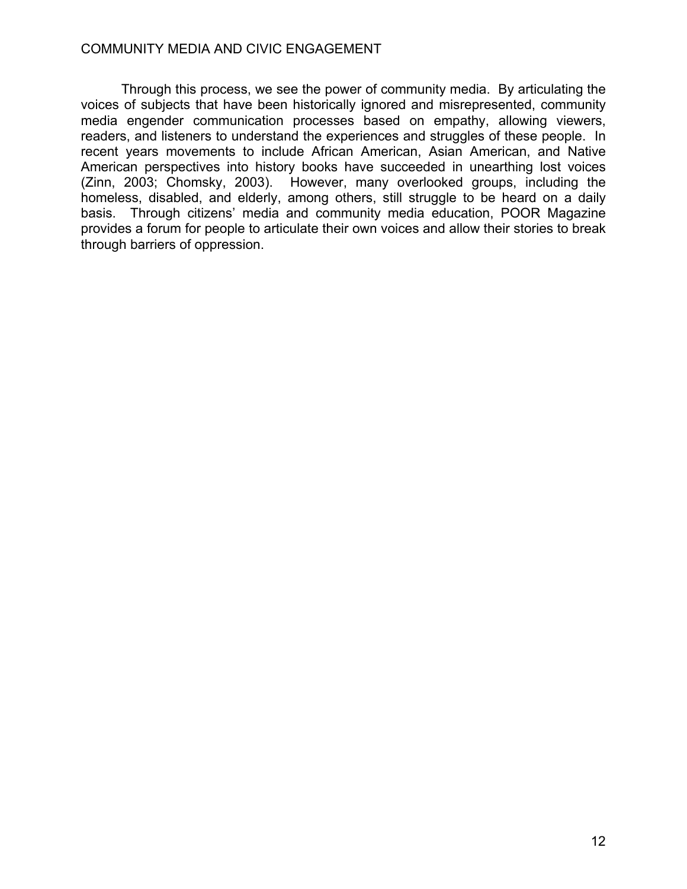Through this process, we see the power of community media. By articulating the voices of subjects that have been historically ignored and misrepresented, community media engender communication processes based on empathy, allowing viewers, readers, and listeners to understand the experiences and struggles of these people. In recent years movements to include African American, Asian American, and Native American perspectives into history books have succeeded in unearthing lost voices (Zinn, 2003; Chomsky, 2003). However, many overlooked groups, including the homeless, disabled, and elderly, among others, still struggle to be heard on a daily basis. Through citizens' media and community media education, POOR Magazine provides a forum for people to articulate their own voices and allow their stories to break through barriers of oppression.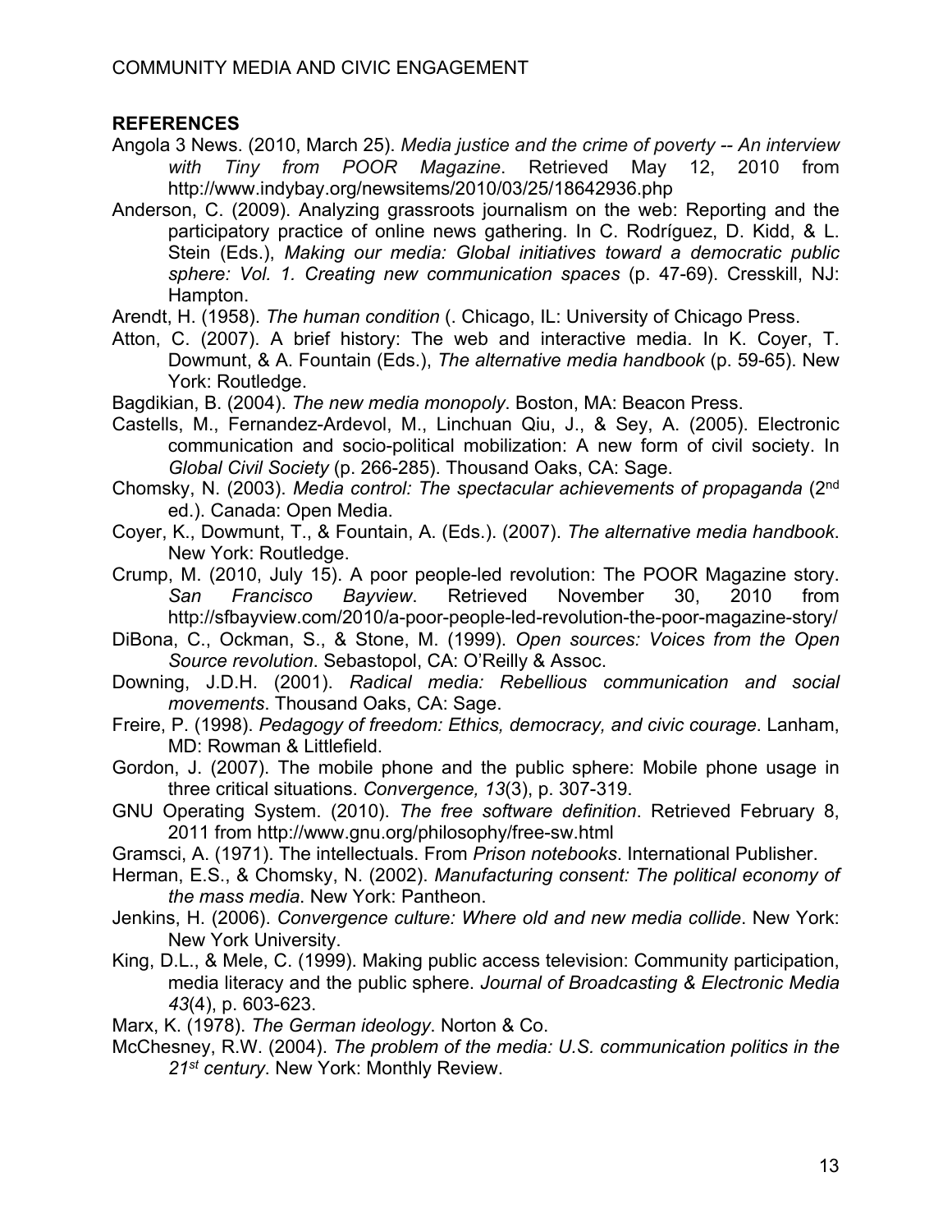## REFERENCES

Angola 3 News. (2010, March 25). *Media justice and the crime of poverty -- An interview with Tiny from POOR Magazine*. Retrieved May 12, 2010 from http://www.indybay.org/newsitems/2010/03/25/18642936.php

Anderson, C. (2009). Analyzing grassroots journalism on the web: Reporting and the participatory practice of online news gathering. In C. Rodríguez, D. Kidd, & L. Stein (Eds.), *Making our media: Global initiatives toward a democratic public sphere: Vol. 1. Creating new communication spaces* (p. 47-69). Cresskill, NJ: Hampton.

Arendt, H. (1958). *The human condition* (. Chicago, IL: University of Chicago Press.

Atton, C. (2007). A brief history: The web and interactive media. In K. Coyer, T. Dowmunt, & A. Fountain (Eds.), *The alternative media handbook* (p. 59-65). New York: Routledge.

Bagdikian, B. (2004). *The new media monopoly*. Boston, MA: Beacon Press.

Castells, M., Fernandez-Ardevol, M., Linchuan Qiu, J., & Sey, A. (2005). Electronic communication and socio-political mobilization: A new form of civil society. In *Global Civil Society* (p. 266-285). Thousand Oaks, CA: Sage.

Chomsky, N. (2003). *Media control: The spectacular achievements of propaganda* (2nd ed.). Canada: Open Media.

Coyer, K., Dowmunt, T., & Fountain, A. (Eds.). (2007). *The alternative media handbook*. New York: Routledge.

Crump, M. (2010, July 15). A poor people-led revolution: The POOR Magazine story. *San Francisco Bayview*. Retrieved November 30, 2010 from http://sfbayview.com/2010/a-poor-people-led-revolution-the-poor-magazine-story/

DiBona, C., Ockman, S., & Stone, M. (1999). *Open sources: Voices from the Open Source revolution*. Sebastopol, CA: O'Reilly & Assoc.

Downing, J.D.H. (2001). *Radical media: Rebellious communication and social movements*. Thousand Oaks, CA: Sage.

Freire, P. (1998). *Pedagogy of freedom: Ethics, democracy, and civic courage*. Lanham, MD: Rowman & Littlefield.

Gordon, J. (2007). The mobile phone and the public sphere: Mobile phone usage in three critical situations. *Convergence, 13*(3), p. 307-319.

GNU Operating System. (2010). *The free software definition*. Retrieved February 8, 2011 from http://www.gnu.org/philosophy/free-sw.html

Gramsci, A. (1971). The intellectuals. From *Prison notebooks*. International Publisher.

Herman, E.S., & Chomsky, N. (2002). *Manufacturing consent: The political economy of the mass media*. New York: Pantheon.

Jenkins, H. (2006). *Convergence culture: Where old and new media collide*. New York: New York University.

King, D.L., & Mele, C. (1999). Making public access television: Community participation, media literacy and the public sphere. *Journal of Broadcasting & Electronic Media 43*(4), p. 603-623.

Marx, K. (1978). *The German ideology*. Norton & Co.

McChesney, R.W. (2004). *The problem of the media: U.S. communication politics in the 21st century*. New York: Monthly Review.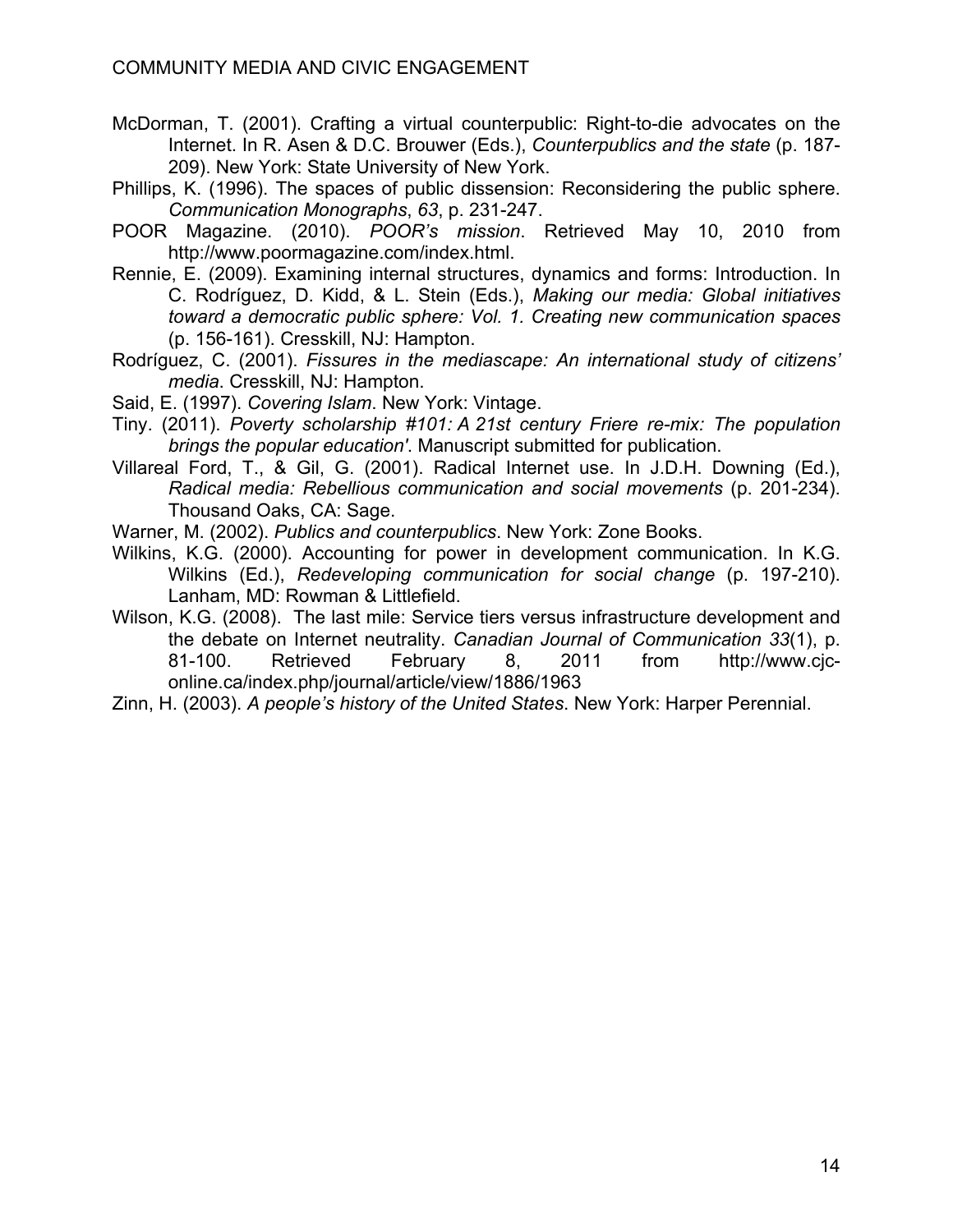McDorman, T. (2001). Crafting a virtual counterpublic: Right-to-die advocates on the Internet. In R. Asen & D.C. Brouwer (Eds.), *Counterpublics and the state* (p. 187-209). New York: State University of New York.

Phillips, K. (1996). The spaces of public dissension: Reconsidering the public sphere. *Communication Monographs*, *63*, p. 231-247.

POOR Magazine. (2010). *POOR's mission*. Retrieved May 10, 2010 from http://www.poormagazine.com/index.html.

Rennie, E. (2009). Examining internal structures, dynamics and forms: Introduction. In C. Rodríguez, D. Kidd, & L. Stein (Eds.), *Making our media: Global initiatives toward a democratic public sphere: Vol. 1. Creating new communication spaces* (p. 156-161). Cresskill, NJ: Hampton.

Rodríguez, C. (2001). *Fissures in the mediascape: An international study of citizens' media*. Cresskill, NJ: Hampton.

Said, E. (1997). *Covering Islam*. New York: Vintage.

Tiny. (2011). *Poverty scholarship #101: A 21st century Friere re-mix: The population brings the popular education'*. Manuscript submitted for publication.

Villareal Ford, T., & Gil, G. (2001). Radical Internet use. In J.D.H. Downing (Ed.), *Radical media: Rebellious communication and social movements* (p. 201-234). Thousand Oaks, CA: Sage.

Warner, M. (2002). *Publics and counterpublics*. New York: Zone Books.

Wilkins, K.G. (2000). Accounting for power in development communication. In K.G. Wilkins (Ed.), *Redeveloping communication for social change* (p. 197-210). Lanham, MD: Rowman & Littlefield.

Wilson, K.G. (2008). The last mile: Service tiers versus infrastructure development and the debate on Internet neutrality. *Canadian Journal of Communication 33*(1), p. 81-100. Retrieved February 8, 2011 from http://www.cjc-online.ca/index.php/journal/article/view/1886/1963

Zinn, H. (2003). *A people's history of the United States*. New York: Harper Perennial.